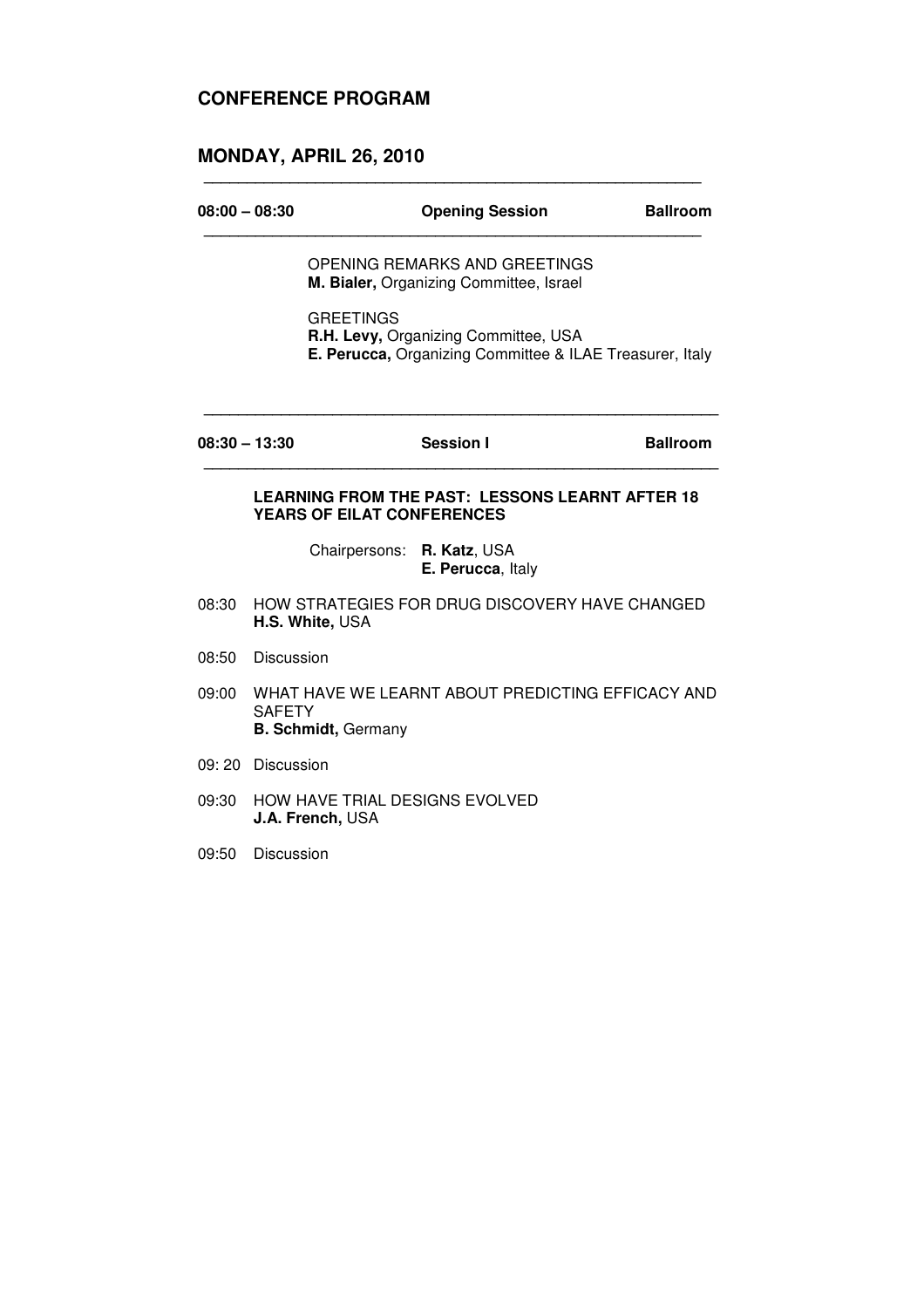# CONFERENCE PROGRAM

## MONDAY, APRIL 26, 2010

**08:00 – 08:30** **Opening Session** **Ballroom**

OPENING REMARKS AND GREETINGS
**M. Bialer,** Organizing Committee, Israel

GREETINGS
**R.H. Levy,** Organizing Committee, USA
**E. Perucca,** Organizing Committee & ILAE Treasurer, Italy

**08:30 – 13:30** **Session I** **Ballroom**

**LEARNING FROM THE PAST: LESSONS LEARNT AFTER 18 YEARS OF EILAT CONFERENCES**

Chairpersons: **R. Katz**, USA
**E. Perucca**, Italy

08:30 HOW STRATEGIES FOR DRUG DISCOVERY HAVE CHANGED
**H.S. White,** USA

08:50 Discussion

09:00 WHAT HAVE WE LEARNT ABOUT PREDICTING EFFICACY AND SAFETY
**B. Schmidt,** Germany

09: 20 Discussion

09:30 HOW HAVE TRIAL DESIGNS EVOLVED
**J.A. French,** USA

09:50 Discussion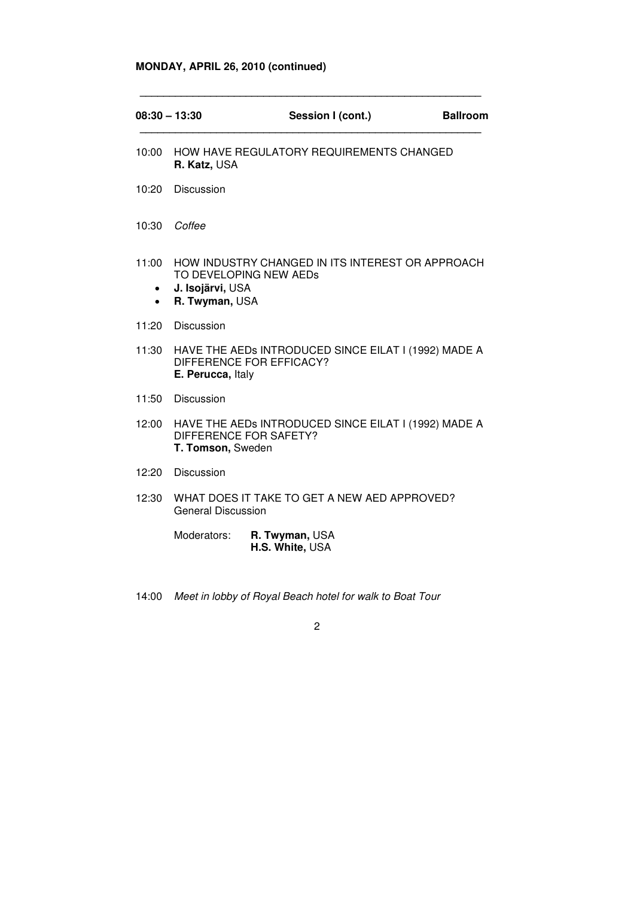**MONDAY, APRIL 26, 2010 (continued)**

**08:30 – 13:30 Session I (cont.) Ballroom**

10:00 HOW HAVE REGULATORY REQUIREMENTS CHANGED
**R. Katz,** USA

10:20 Discussion

10:30 *Coffee*

11:00 HOW INDUSTRY CHANGED IN ITS INTEREST OR APPROACH TO DEVELOPING NEW AEDs

- **J. Isojärvi,** USA
- **R. Twyman,** USA

11:20 Discussion

11:30 HAVE THE AEDs INTRODUCED SINCE EILAT I (1992) MADE A DIFFERENCE FOR EFFICACY?
**E. Perucca,** Italy

11:50 Discussion

12:00 HAVE THE AEDs INTRODUCED SINCE EILAT I (1992) MADE A DIFFERENCE FOR SAFETY?
**T. Tomson,** Sweden

12:20 Discussion

12:30 WHAT DOES IT TAKE TO GET A NEW AED APPROVED?
General Discussion

Moderators: **R. Twyman,** USA
**H.S. White,** USA

14:00 *Meet in lobby of Royal Beach hotel for walk to Boat Tour*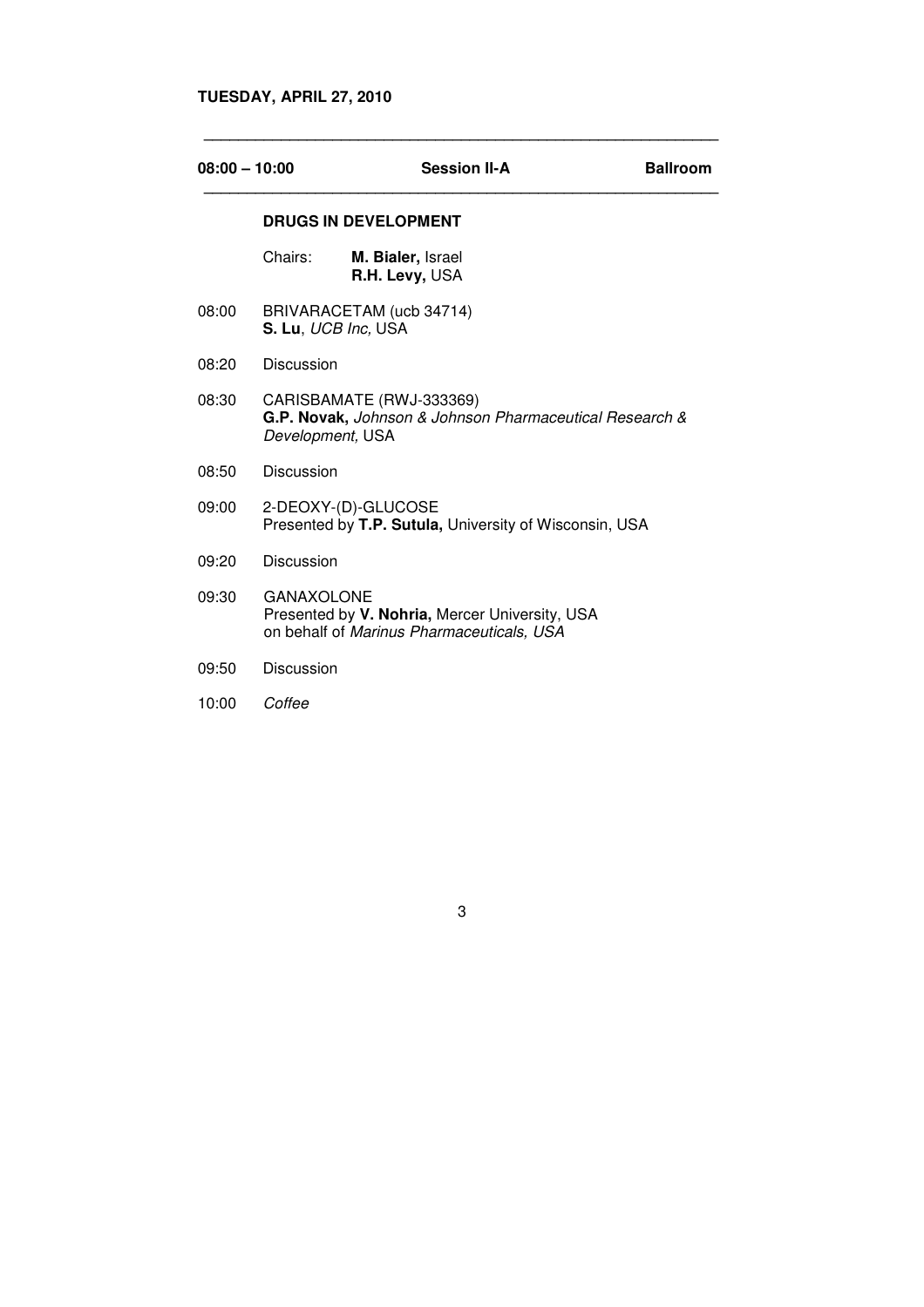**TUESDAY, APRIL 27, 2010**

---

**08:00 – 10:00** **Session II-A** **Ballroom**

---

**DRUGS IN DEVELOPMENT**

Chairs: **M. Bialer,** Israel
**R.H. Levy,** USA

08:00 BRIVARACETAM (ucb 34714)
**S. Lu**, *UCB Inc,* USA

08:20 Discussion

08:30 CARISBAMATE (RWJ-333369)
**G.P. Novak,** *Johnson & Johnson Pharmaceutical Research & Development,* USA

08:50 Discussion

09:00 2-DEOXY-(D)-GLUCOSE
Presented by **T.P. Sutula,** University of Wisconsin, USA

09:20 Discussion

09:30 GANAXOLONE
Presented by **V. Nohria,** Mercer University, USA
on behalf of *Marinus Pharmaceuticals, USA*

09:50 Discussion

10:00 *Coffee*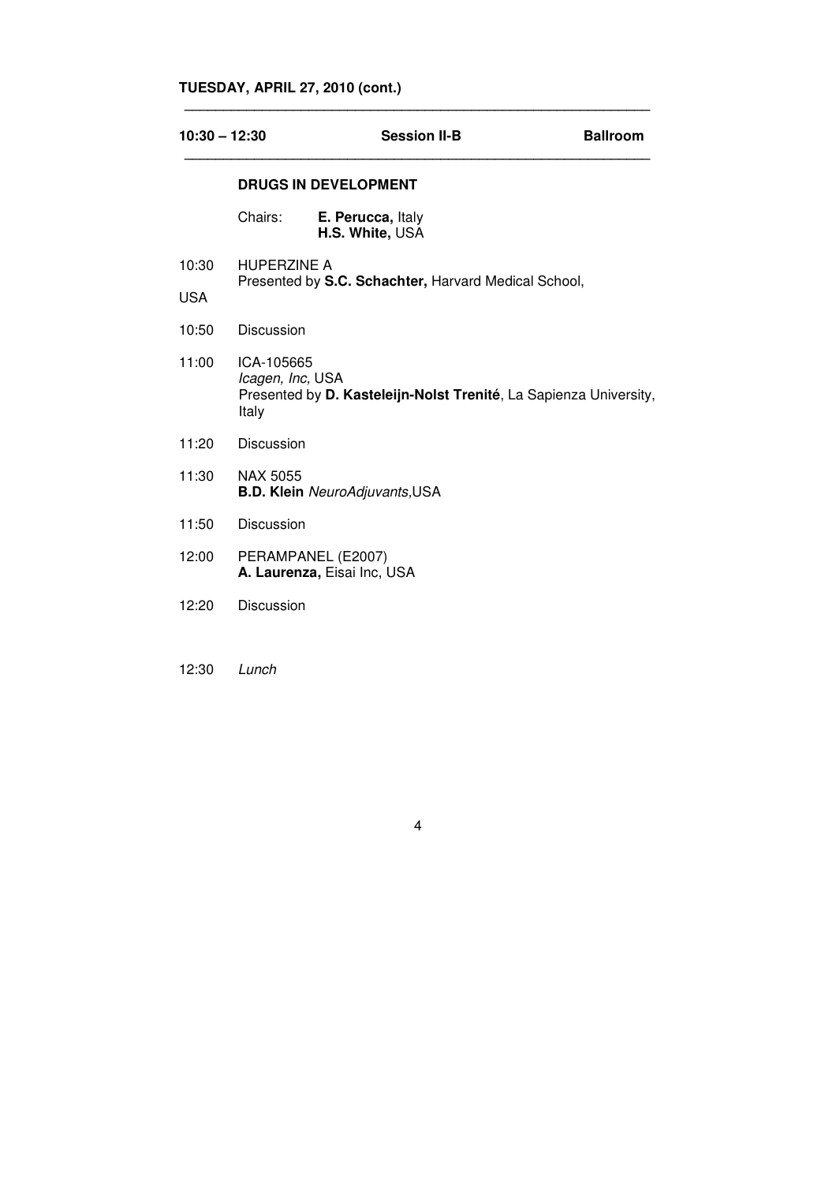**TUESDAY, APRIL 27, 2010 (cont.)**

**10:30 – 12:30** **Session II-B** **Ballroom**

**DRUGS IN DEVELOPMENT**

Chairs: **E. Perucca,** Italy
**H.S. White,** USA

10:30 HUPERZINE A
Presented by **S.C. Schachter,** Harvard Medical School, USA

10:50 Discussion

11:00 ICA-105665
*Icagen, Inc,* USA
Presented by **D. Kasteleijn-Nolst Trenité**, La Sapienza University, Italy

11:20 Discussion

11:30 NAX 5055
**B.D. Klein** *NeuroAdjuvants,*USA

11:50 Discussion

12:00 PERAMPANEL (E2007)
**A. Laurenza,** Eisai Inc, USA

12:20 Discussion

12:30 *Lunch*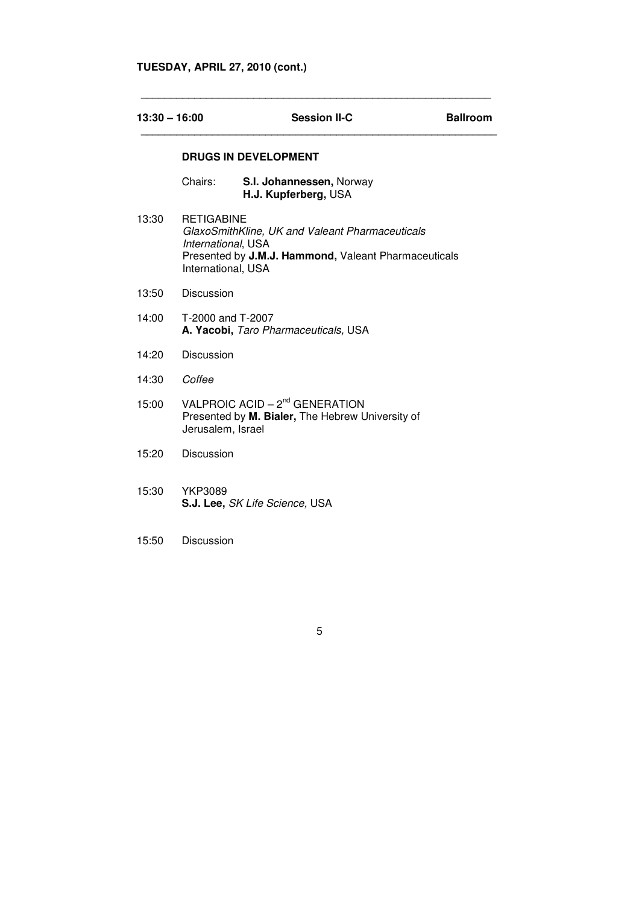**TUESDAY, APRIL 27, 2010 (cont.)**

---

**13:30 – 16:00** | **Session II-C** | **Ballroom**

---

## DRUGS IN DEVELOPMENT

Chairs: **S.I. Johannessen,** Norway
**H.J. Kupferberg,** USA

13:30 RETIGABINE
*GlaxoSmithKline, UK and Valeant Pharmaceuticals International*, USA
Presented by **J.M.J. Hammond,** Valeant Pharmaceuticals International, USA

13:50 Discussion

14:00 T-2000 and T-2007
**A. Yacobi,** *Taro Pharmaceuticals,* USA

14:20 Discussion

14:30 *Coffee*

15:00 VALPROIC ACID – 2$^{nd}$ GENERATION
Presented by **M. Bialer,** The Hebrew University of Jerusalem, Israel

15:20 Discussion

15:30 YKP3089
**S.J. Lee,** *SK Life Science,* USA

15:50 Discussion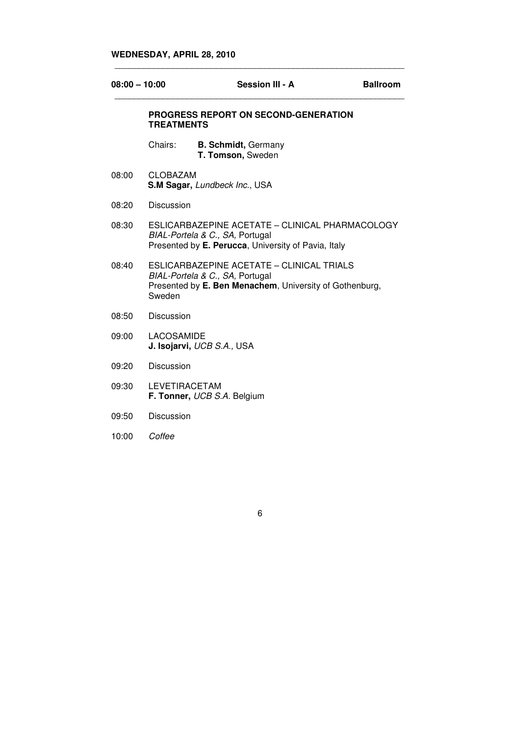## WEDNESDAY, APRIL 28, 2010

**08:00 – 10:00** **Session III - A** **Ballroom**

### PROGRESS REPORT ON SECOND-GENERATION TREATMENTS

Chairs: **B. Schmidt,** Germany
**T. Tomson,** Sweden

08:00 CLOBAZAM
**S.M Sagar,** *Lundbeck Inc.*, USA

08:20 Discussion

08:30 ESLICARBAZEPINE ACETATE – CLINICAL PHARMACOLOGY
*BIAL-Portela & C., SA,* Portugal
Presented by **E. Perucca**, University of Pavia, Italy

08:40 ESLICARBAZEPINE ACETATE – CLINICAL TRIALS
*BIAL-Portela & C., SA,* Portugal
Presented by **E. Ben Menachem**, University of Gothenburg, Sweden

08:50 Discussion

09:00 LACOSAMIDE
**J. Isojarvi,** *UCB S.A.,* USA

09:20 Discussion

09:30 LEVETIRACETAM
**F. Tonner,** *UCB S.A.* Belgium

09:50 Discussion

10:00 *Coffee*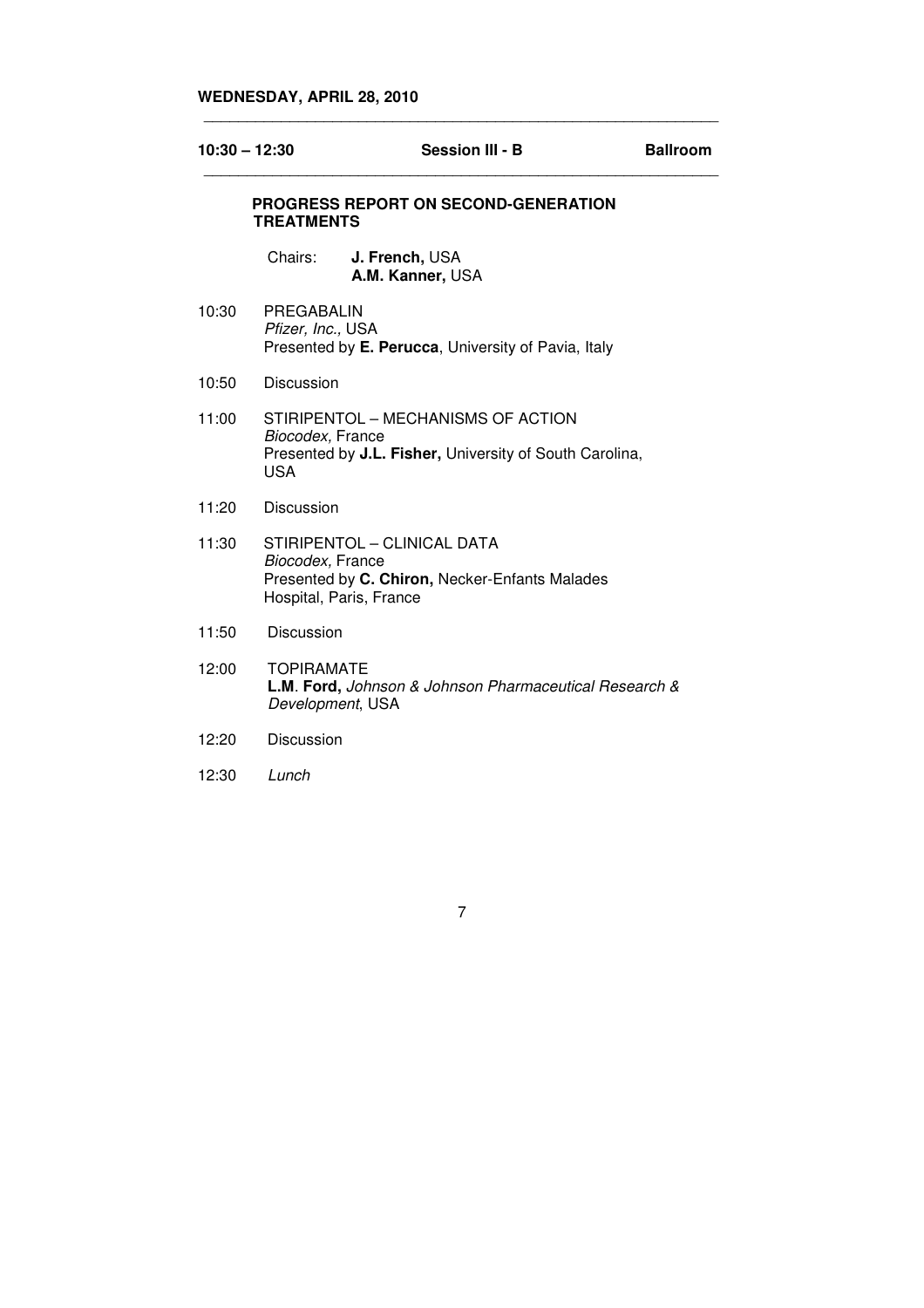**WEDNESDAY, APRIL 28, 2010**

**10:30 – 12:30** **Session III - B** **Ballroom**

## PROGRESS REPORT ON SECOND-GENERATION TREATMENTS

Chairs: **J. French,** USA
**A.M. Kanner,** USA

10:30 PREGABALIN
*Pfizer, Inc.,* USA
Presented by **E. Perucca**, University of Pavia, Italy

10:50 Discussion

11:00 STIRIPENTOL – MECHANISMS OF ACTION
*Biocodex,* France
Presented by **J.L. Fisher,** University of South Carolina, USA

11:20 Discussion

11:30 STIRIPENTOL – CLINICAL DATA
*Biocodex,* France
Presented by **C. Chiron,** Necker-Enfants Malades Hospital, Paris, France

11:50 Discussion

12:00 TOPIRAMATE
**L.M**. **Ford,** *Johnson & Johnson Pharmaceutical Research & Development*, USA

12:20 Discussion

12:30 *Lunch*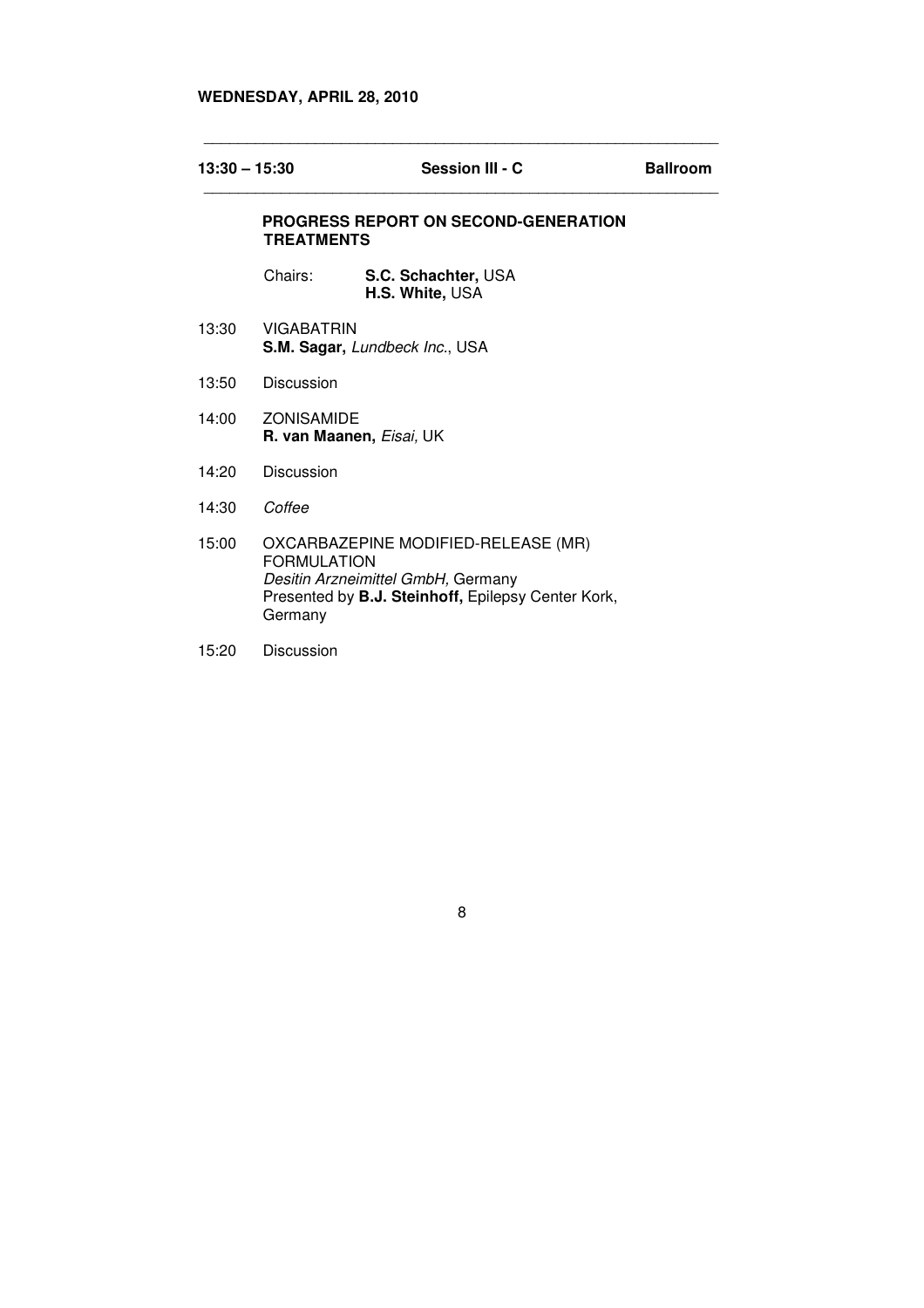**WEDNESDAY, APRIL 28, 2010**

| | | |
|---|---|---|
| **13:30 – 15:30** | **Session III - C** | **Ballroom** |

## PROGRESS REPORT ON SECOND-GENERATION TREATMENTS

Chairs: **S.C. Schachter,** USA
**H.S. White,** USA

13:30 VIGABATRIN
**S.M. Sagar,** *Lundbeck Inc.*, USA

13:50 Discussion

14:00 ZONISAMIDE
**R. van Maanen,** *Eisai,* UK

14:20 Discussion

14:30 *Coffee*

15:00 OXCARBAZEPINE MODIFIED-RELEASE (MR) FORMULATION
*Desitin Arzneimittel GmbH,* Germany
Presented by **B.J. Steinhoff,** Epilepsy Center Kork, Germany

15:20 Discussion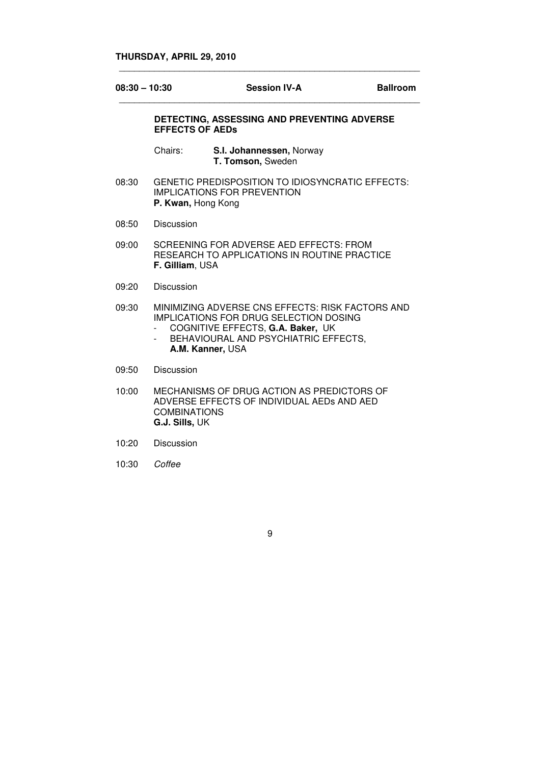**THURSDAY, APRIL 29, 2010**

**08:30 – 10:30** **Session IV-A** **Ballroom**

### DETECTING, ASSESSING AND PREVENTING ADVERSE EFFECTS OF AEDs

Chairs: **S.I. Johannessen,** Norway
**T. Tomson,** Sweden

08:30 GENETIC PREDISPOSITION TO IDIOSYNCRATIC EFFECTS: IMPLICATIONS FOR PREVENTION
**P. Kwan,** Hong Kong

08:50 Discussion

09:00 SCREENING FOR ADVERSE AED EFFECTS: FROM RESEARCH TO APPLICATIONS IN ROUTINE PRACTICE
**F. Gilliam**, USA

09:20 Discussion

09:30 MINIMIZING ADVERSE CNS EFFECTS: RISK FACTORS AND IMPLICATIONS FOR DRUG SELECTION DOSING
- COGNITIVE EFFECTS, **G.A. Baker,** UK
- BEHAVIOURAL AND PSYCHIATRIC EFFECTS, **A.M. Kanner,** USA

09:50 Discussion

10:00 MECHANISMS OF DRUG ACTION AS PREDICTORS OF ADVERSE EFFECTS OF INDIVIDUAL AEDs AND AED COMBINATIONS
**G.J. Sills,** UK

10:20 Discussion

10:30 *Coffee*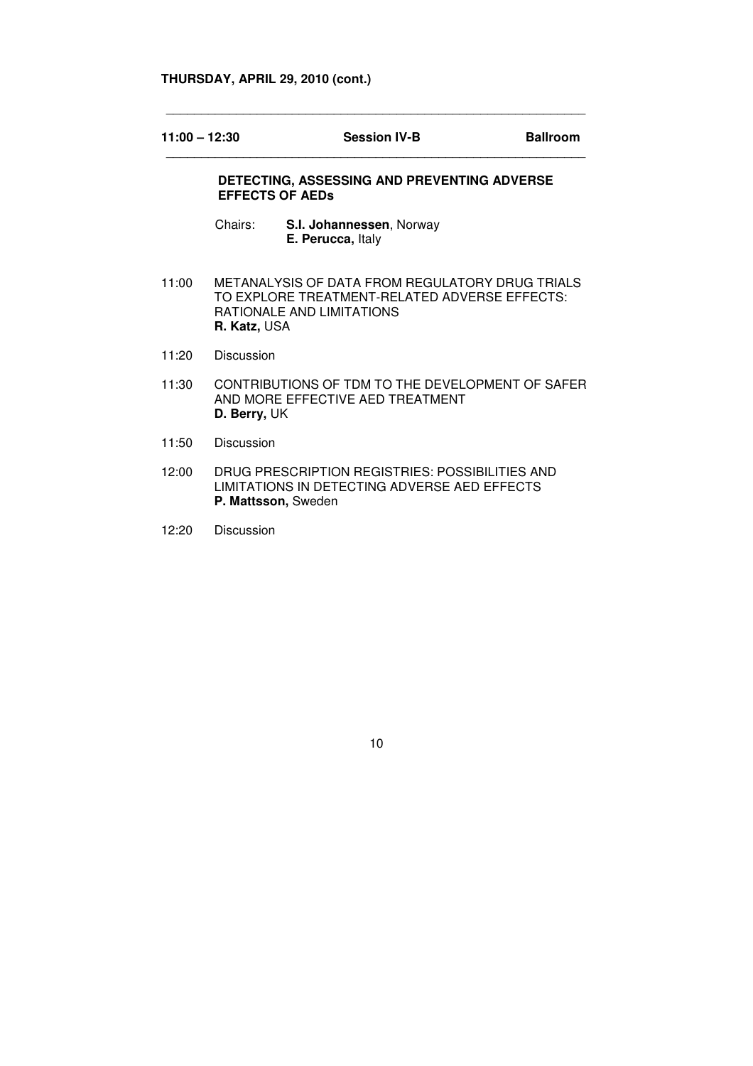**THURSDAY, APRIL 29, 2010 (cont.)**

---

**11:00 – 12:30** **Session IV-B** **Ballroom**

---

**DETECTING, ASSESSING AND PREVENTING ADVERSE EFFECTS OF AEDs**

Chairs: **S.I. Johannessen**, Norway
**E. Perucca,** Italy

11:00 METANALYSIS OF DATA FROM REGULATORY DRUG TRIALS TO EXPLORE TREATMENT-RELATED ADVERSE EFFECTS: RATIONALE AND LIMITATIONS
**R. Katz,** USA

11:20 Discussion

11:30 CONTRIBUTIONS OF TDM TO THE DEVELOPMENT OF SAFER AND MORE EFFECTIVE AED TREATMENT
**D. Berry,** UK

11:50 Discussion

12:00 DRUG PRESCRIPTION REGISTRIES: POSSIBILITIES AND LIMITATIONS IN DETECTING ADVERSE AED EFFECTS
**P. Mattsson,** Sweden

12:20 Discussion